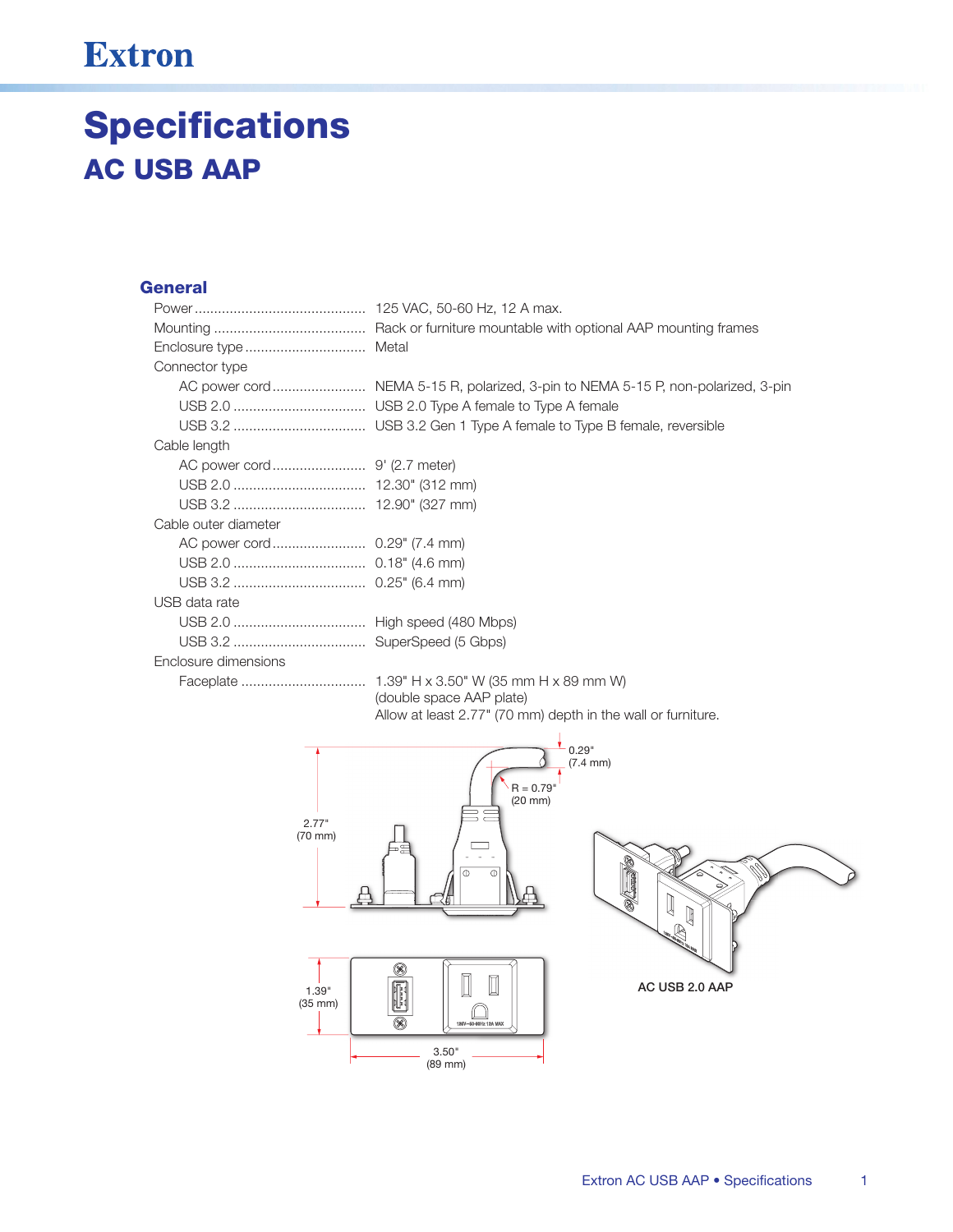# Specifications

## AC USB AAP

### General

Power ............................................ 125 VAC, 50-60 Hz, 12 A max.

Mounting ........................................ Rack or furniture mountable with optional AAP mounting frames

Enclosure type ............................... Metal

Connector type

- AC power cord ........................ NEMA 5-15 R, polarized, 3-pin to NEMA 5-15 P, non-polarized, 3-pin
- USB 2.0 .................................. USB 2.0 Type A female to Type A female
- USB 3.2 .................................. USB 3.2 Gen 1 Type A female to Type B female, reversible

Cable length

- AC power cord ........................ 9' (2.7 meter)
- USB 2.0 .................................. 12.30" (312 mm)
- USB 3.2 .................................. 12.90" (327 mm)

Cable outer diameter

- AC power cord ........................ 0.29" (7.4 mm)
- USB 2.0 .................................. 0.18" (4.6 mm)
- USB 3.2 .................................. 0.25" (6.4 mm)

USB data rate

- USB 2.0 .................................. High speed (480 Mbps)
- USB 3.2 .................................. SuperSpeed (5 Gbps)

Enclosure dimensions

- Faceplate ................................ 1.39" H x 3.50" W (35 mm H x 89 mm W) (double space AAP plate)
  Allow at least 2.77" (70 mm) depth in the wall or furniture.

0.29" (7.4 mm)

R = 0.79" (20 mm)

2.77" (70 mm)

1.39" (35 mm)

3.50" (89 mm)

AC USB 2.0 AAP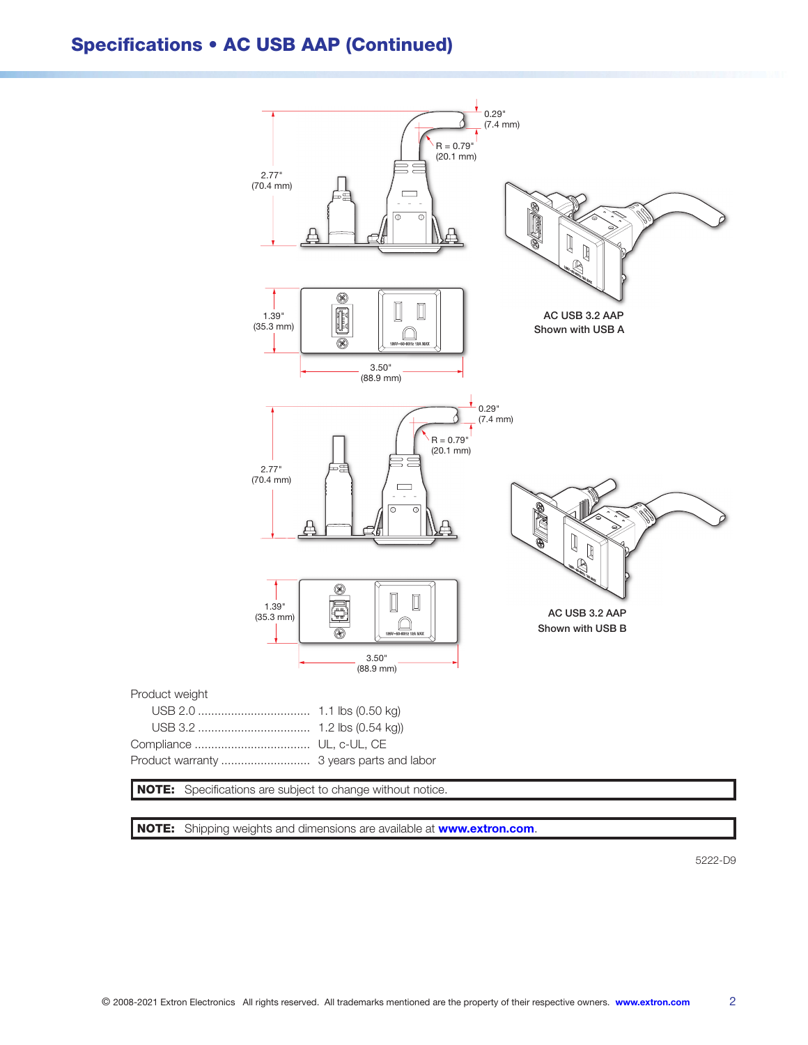## Specifications • AC USB AAP (Continued)

2.77"
(70.4 mm)

0.29"
(7.4 mm)

R = 0.79"
(20.1 mm)

1.39"
(35.3 mm)

3.50"
(88.9 mm)

AC USB 3.2 AAP
Shown with USB A

2.77"
(70.4 mm)

0.29"
(7.4 mm)

R = 0.79"
(20.1 mm)

1.39"
(35.3 mm)

3.50"
(88.9 mm)

AC USB 3.2 AAP
Shown with USB B

Product weight
- USB 2.0 .................................. 1.1 lbs (0.50 kg)
- USB 3.2 .................................. 1.2 lbs (0.54 kg))

Compliance .................................. UL, c-UL, CE

Product warranty ........................... 3 years parts and labor

**NOTE:** Specifications are subject to change without notice.

**NOTE:** Shipping weights and dimensions are available at **www.extron.com**.

5222-D9

© 2008-2021 Extron Electronics All rights reserved. All trademarks mentioned are the property of their respective owners. **www.extron.com**